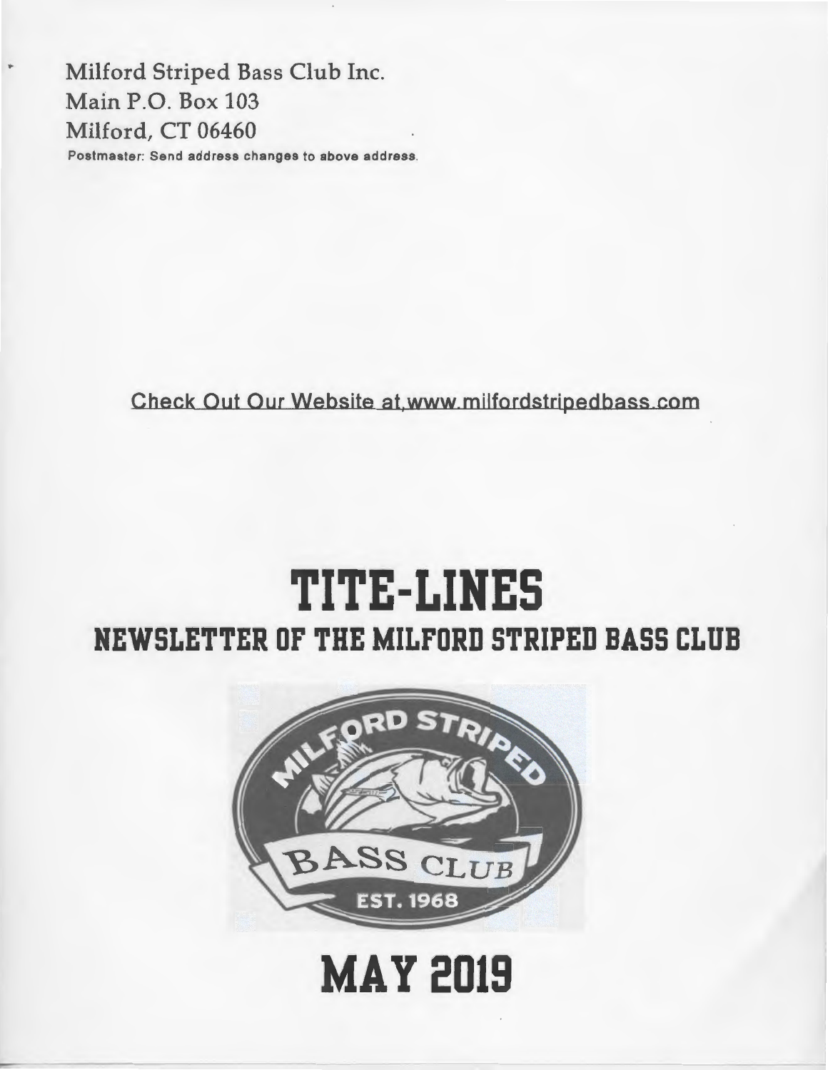Milford Striped Bass Club Inc.
Main P.O. Box 103
Milford, CT 06460

Postmaster: Send address changes to above address.

Check Out Our Website at www.milfordstripedbass.com

# TITE-LINES

## NEWSLETTER OF THE MILFORD STRIPED BASS CLUB

MILFORD STRIPED BASS CLUB EST. 1968

# MAY 2019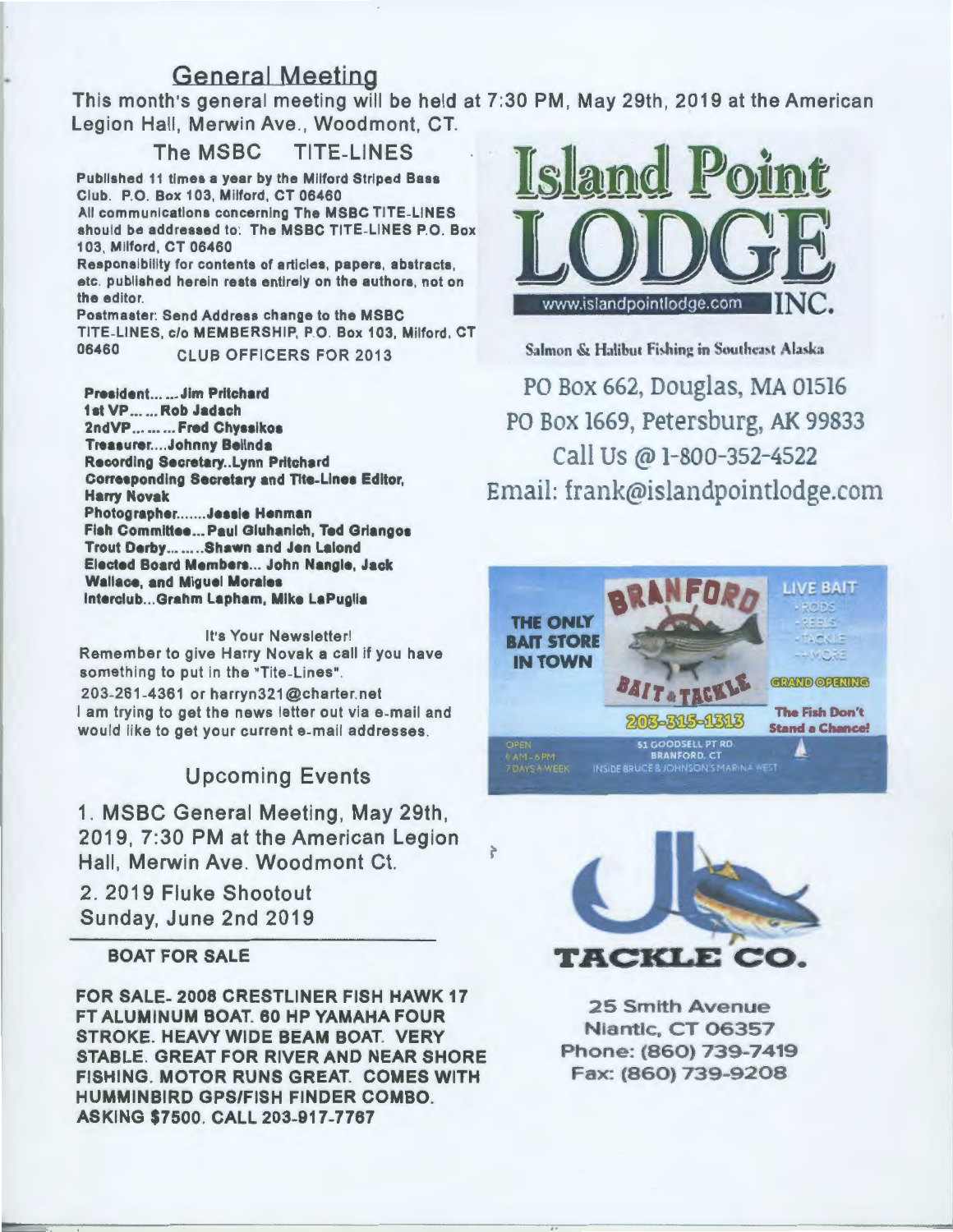## General Meeting

This month's general meeting will be held at 7:30 PM, May 29th, 2019 at the American Legion Hall, Merwin Ave., Woodmont, CT.

### The MSBC TITE-LINES

**Published 11 times a year by the Milford Striped Bass Club. P.O. Box 103, Milford, CT 06460**

**All communications concerning The MSBC TITE-LINES should be addressed to: The MSBC TITE-LINES P.O. Box 103, Milford, CT 06460**

**Responsibility for contents of articles, papers, abstracts, etc. published herein rests entirely on the authors, not on the editor.**

**Postmaster: Send Address change to the MSBC TITE-LINES, c/o MEMBERSHIP, P.O. Box 103, Milford, CT 06460**

CLUB OFFICERS FOR 2013

**President... ... Jim Pritchard**
**1st VP... ... Rob Jadach**
**2ndVP... ... ... Fred Chyssikos**
**Treasurer....Johnny Belinda**
**Recording Secretary..Lynn Pritchard**
**Corresponding Secretary and Tite-Lines Editor, Harry Novak**
**Photographer.......Jessie Henman**
**Fish Committee... Paul Gluhanich, Ted Griangos**
**Trout Derby... ... .Shawn and Jen Lalond**
**Elected Board Members... John Nangle, Jack Wallace, and Miguel Morales**
**Interclub...Grahm Lapham, Mike LaPuglia**

It's Your Newsletter!
Remember to give Harry Novak a call if you have something to put in the "Tite-Lines".
203-261-4361 or harryn321@charter.net
I am trying to get the news letter out via e-mail and would like to get your current e-mail addresses.

## Upcoming Events

1. MSBC General Meeting, May 29th, 2019, 7:30 PM at the American Legion Hall, Merwin Ave. Woodmont Ct.

2. 2019 Fluke Shootout
Sunday, June 2nd 2019

---

**BOAT FOR SALE**

**FOR SALE- 2008 CRESTLINER FISH HAWK 17 FT ALUMINUM BOAT. 60 HP YAMAHA FOUR STROKE. HEAVY WIDE BEAM BOAT. VERY STABLE. GREAT FOR RIVER AND NEAR SHORE FISHING. MOTOR RUNS GREAT. COMES WITH HUMMINBIRD GPS/FISH FINDER COMBO. ASKING $7500. CALL 203-917-7767**

---

**Island Point LODGE INC.**
www.islandpointlodge.com

Salmon & Halibut Fishing in Southeast Alaska

PO Box 662, Douglas, MA 01516
PO Box 1669, Petersburg, AK 99833
Call Us @ 1-800-352-4522
Email: frank@islandpointlodge.com

---

**BRANFORD BAIT & TACKLE**

THE ONLY BAIT STORE IN TOWN

LIVE BAIT
- RODS
- REELS
- TACKLE
- + MORE

GRAND OPENING

203-315-1313

The Fish Don't Stand a Chance!

OPEN 6AM - 6PM 7 DAYS A WEEK

51 GOODSELL PT RD. BRANFORD, CT
INSIDE BRUCE & JOHNSON'S MARINA WEST

---

**JB TACKLE CO.**

25 Smith Avenue
Niantic, CT 06357
Phone: (860) 739-7419
Fax: (860) 739-9208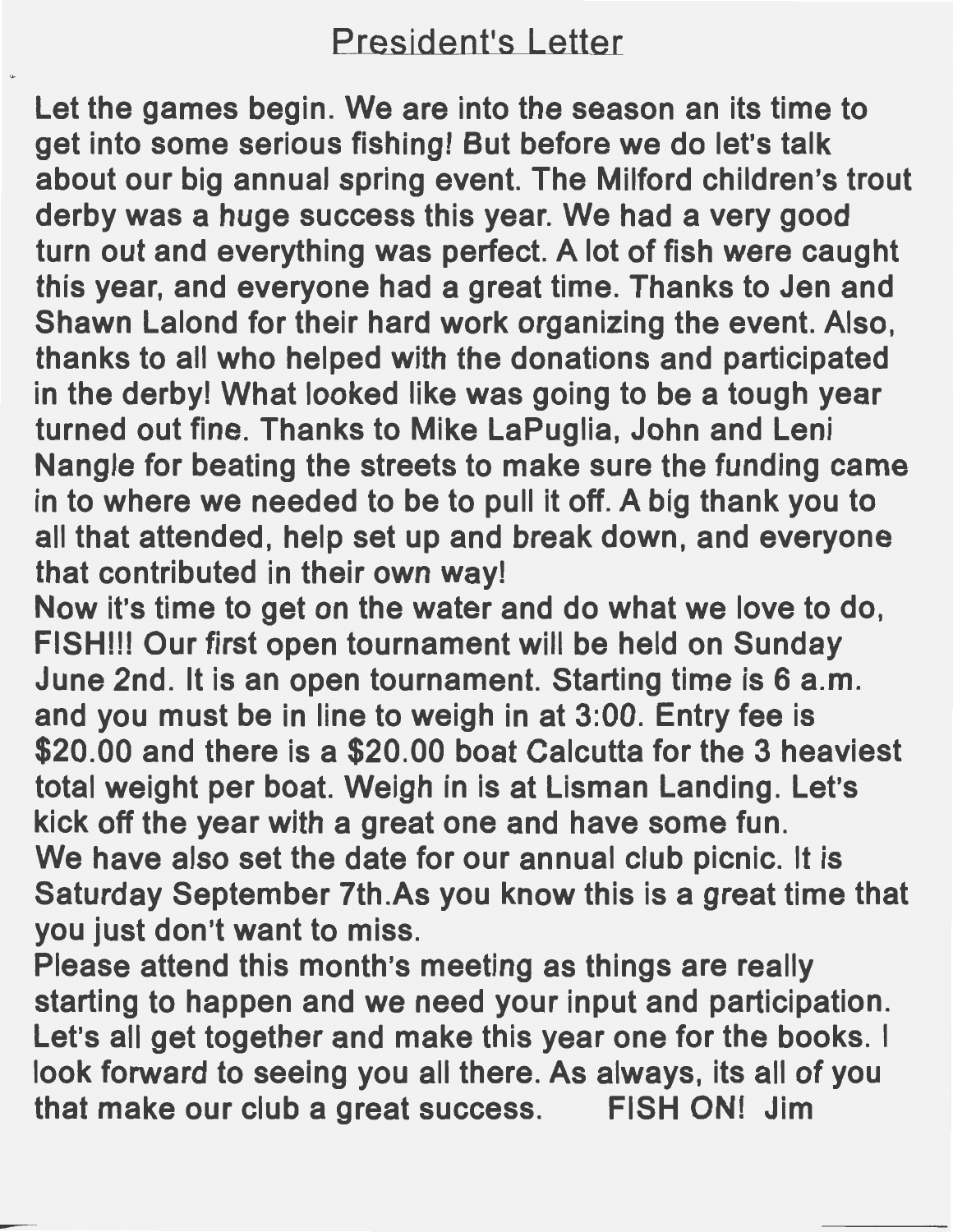## President's Letter

Let the games begin. We are into the season an its time to get into some serious fishing! But before we do let's talk about our big annual spring event. The Milford children's trout derby was a huge success this year. We had a very good turn out and everything was perfect. A lot of fish were caught this year, and everyone had a great time. Thanks to Jen and Shawn Lalond for their hard work organizing the event. Also, thanks to all who helped with the donations and participated in the derby! What looked like was going to be a tough year turned out fine. Thanks to Mike LaPuglia, John and Leni Nangle for beating the streets to make sure the funding came in to where we needed to be to pull it off. A big thank you to all that attended, help set up and break down, and everyone that contributed in their own way!

Now it's time to get on the water and do what we love to do, FISH!!! Our first open tournament will be held on Sunday June 2nd. It is an open tournament. Starting time is 6 a.m. and you must be in line to weigh in at 3:00. Entry fee is $20.00 and there is a $20.00 boat Calcutta for the 3 heaviest total weight per boat. Weigh in is at Lisman Landing. Let's kick off the year with a great one and have some fun.

We have also set the date for our annual club picnic. It is Saturday September 7th.As you know this is a great time that you just don't want to miss.

Please attend this month's meeting as things are really starting to happen and we need your input and participation. Let's all get together and make this year one for the books. I look forward to seeing you all there. As always, its all of you that make our club a great success. FISH ON! Jim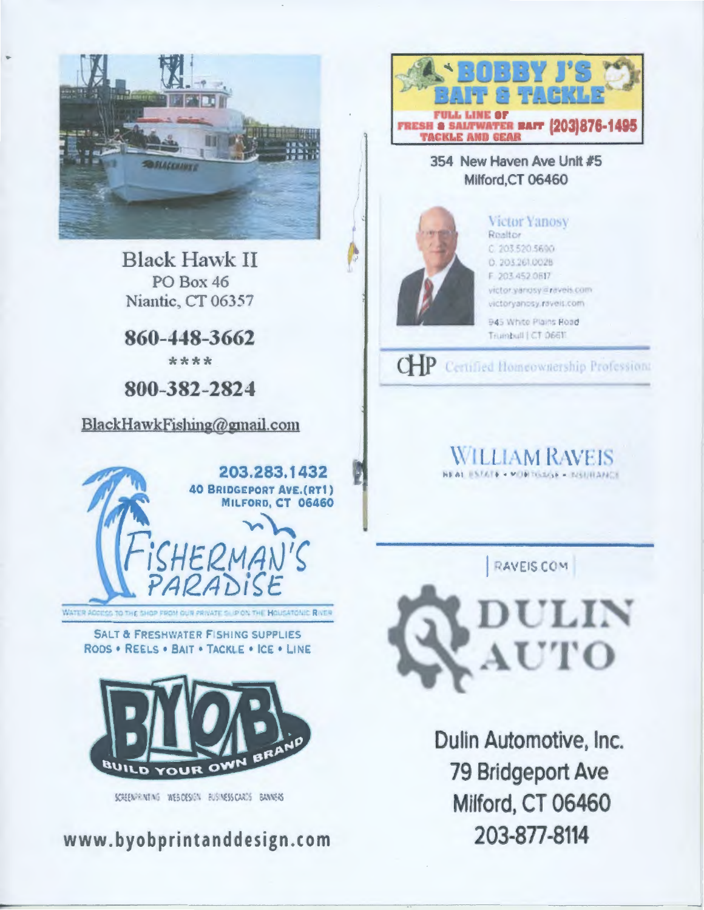Black Hawk II

PO Box 46

Niantic, CT 06357

**860-448-3662**

****

**800-382-2824**

BlackHawkFishing@gmail.com

**203.283.1432**

**40 Bridgeport Ave. (RT1)**

**Milford, CT 06460**

Fisherman's Paradise

Water access to the shop from our private slip on the Housatonic River

Salt & Freshwater Fishing Supplies

Rods • Reels • Bait • Tackle • Ice • Line

BYOB

Build Your Own Brand

Screenprinting Webdesign Business Cards Banners

**www.byobprintanddesign.com**

**Bobby J's Bait & Tackle**

Full line of fresh & saltwater bait tackle and gear (203)876-1495

354 New Haven Ave Unit #5

Milford, CT 06460

Victor Yanosy

Realtor

C. 203.520.5690

O. 203.261.0028

F. 203.452.0817

victor.yanosy@raveis.com

victoryanosy.raveis.com

945 White Plains Road

Trumbull | CT 06611

CHP Certified Homeownership Professional

William Raveis

Real Estate • Mortgage • Insurance

RAVEIS.COM

**Dulin Auto**

Dulin Automotive, Inc.

79 Bridgeport Ave

Milford, CT 06460

203-877-8114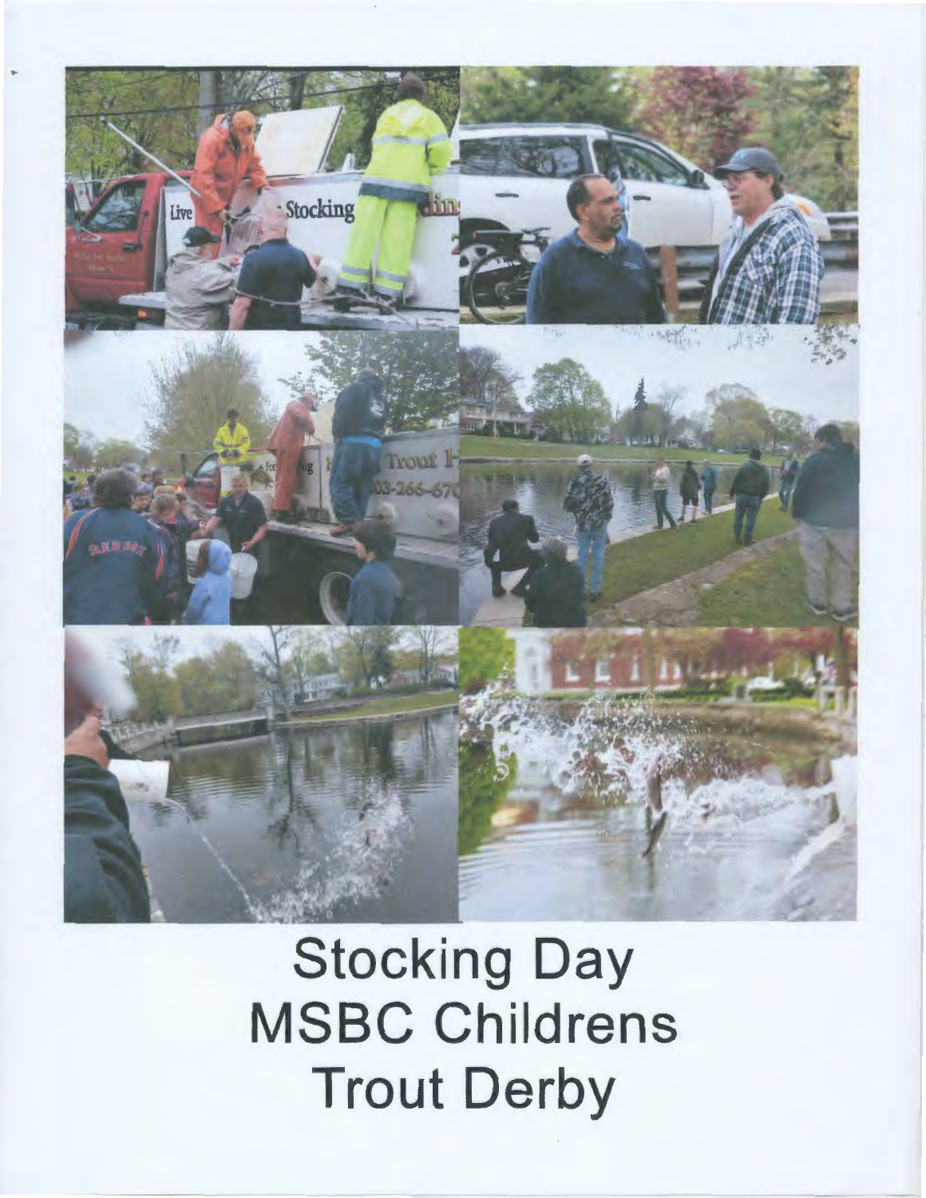Stocking Day
MSBC Childrens
Trout Derby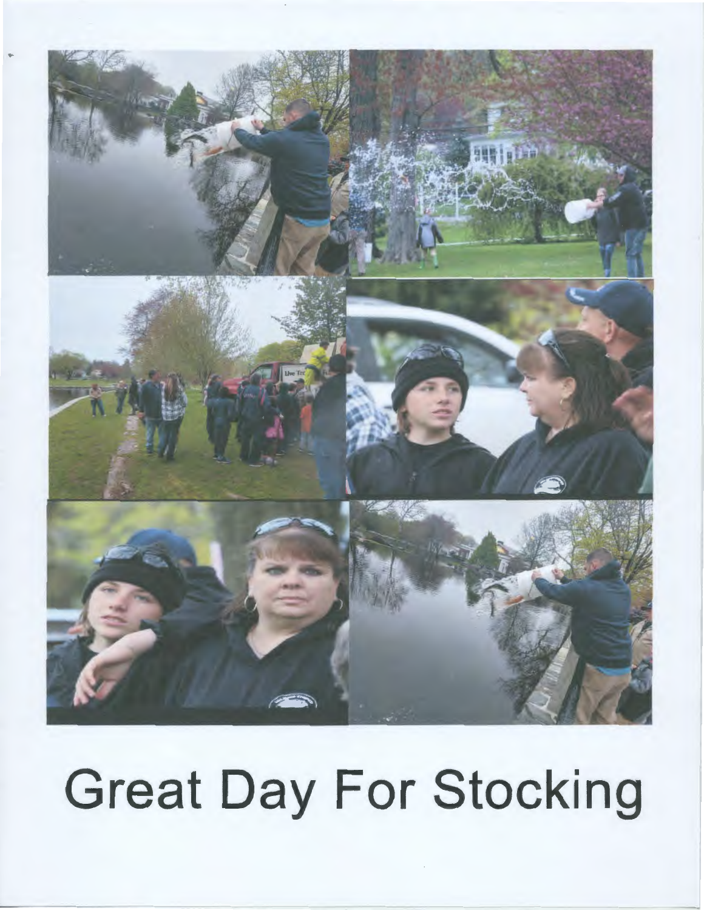# Great Day For Stocking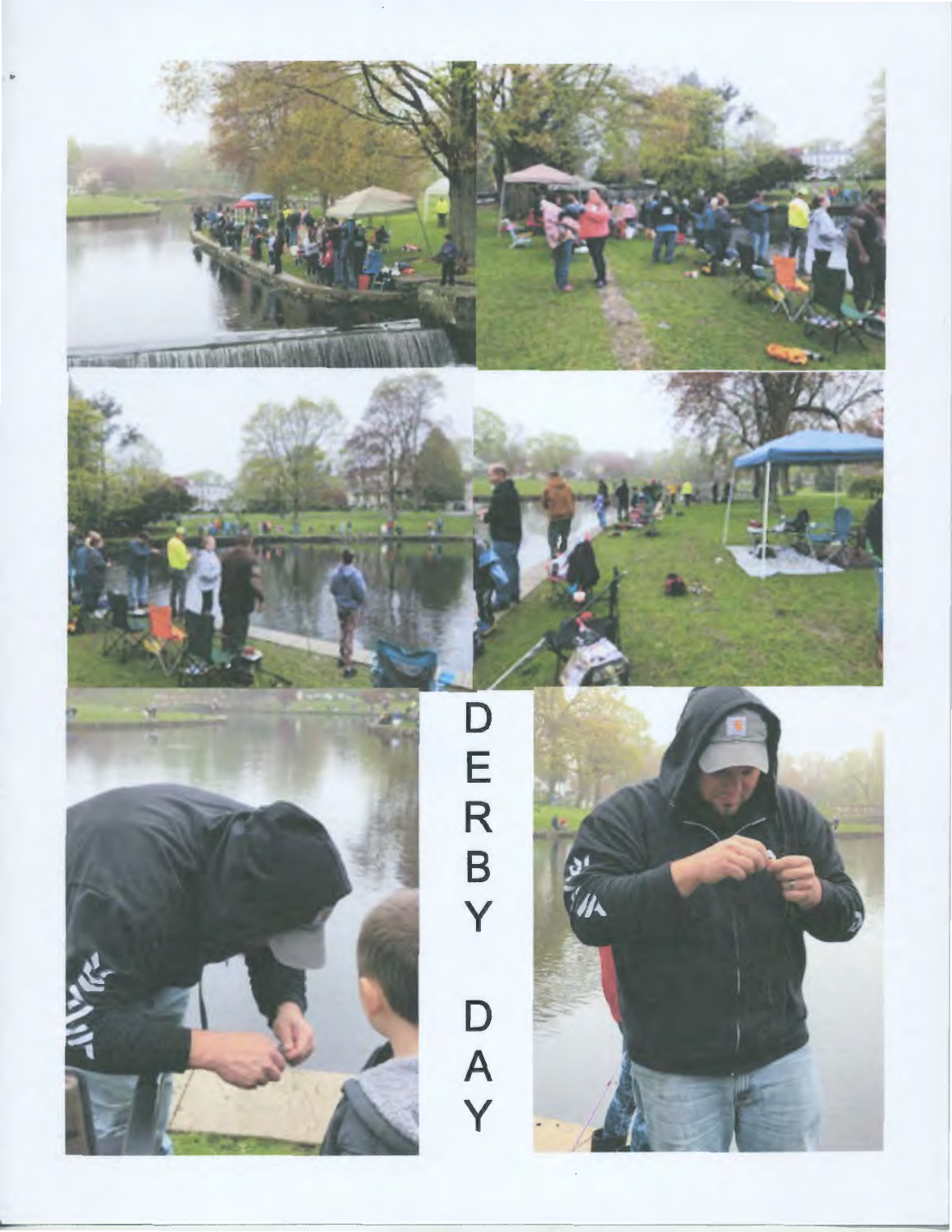DERBY DAY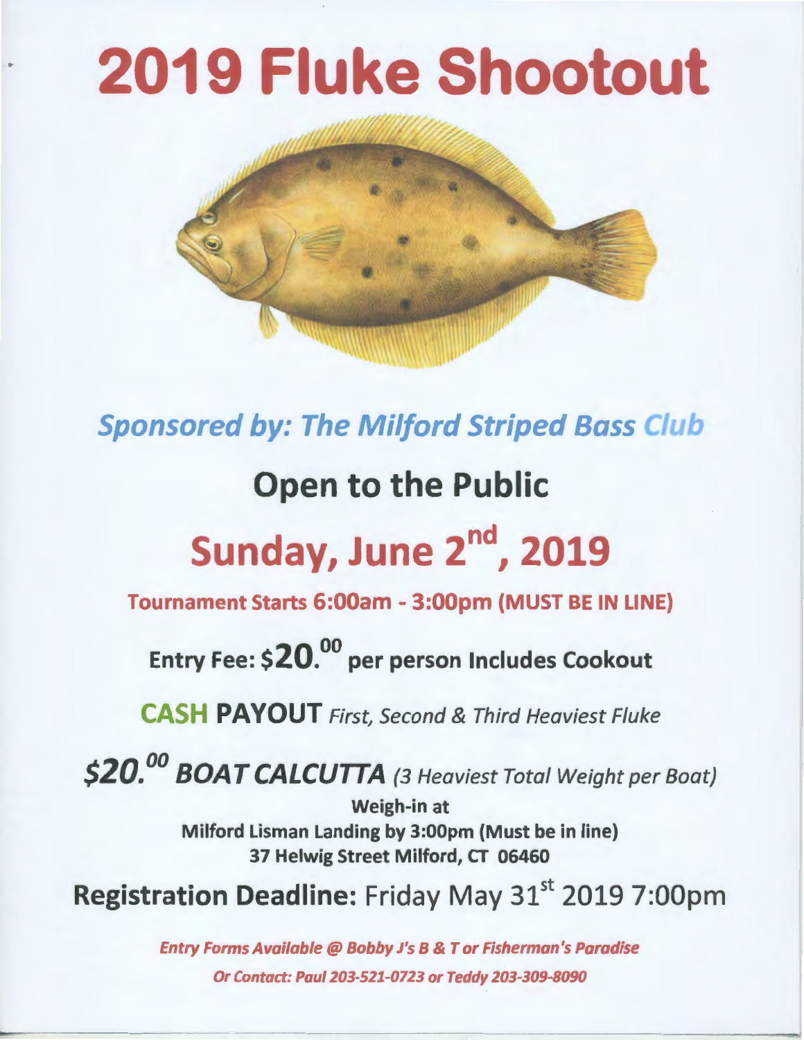# 2019 Fluke Shootout

*Sponsored by: The Milford Striped Bass Club*

## Open to the Public

## Sunday, June 2nd, 2019

**Tournament Starts 6:00am - 3:00pm (MUST BE IN LINE)**

**Entry Fee: $20.00 per person Includes Cookout**

**CASH PAYOUT** *First, Second & Third Heaviest Fluke*

***$20.00 BOAT CALCUTTA*** *(3 Heaviest Total Weight per Boat)*

**Weigh-in at**
**Milford Lisman Landing by 3:00pm (Must be in line)**
**37 Helwig Street Milford, CT 06460**

**Registration Deadline:** Friday May 31st 2019 7:00pm

***Entry Forms Available @ Bobby J's B & T or Fisherman's Paradise***

***Or Contact: Paul 203-521-0723 or Teddy 203-309-8090***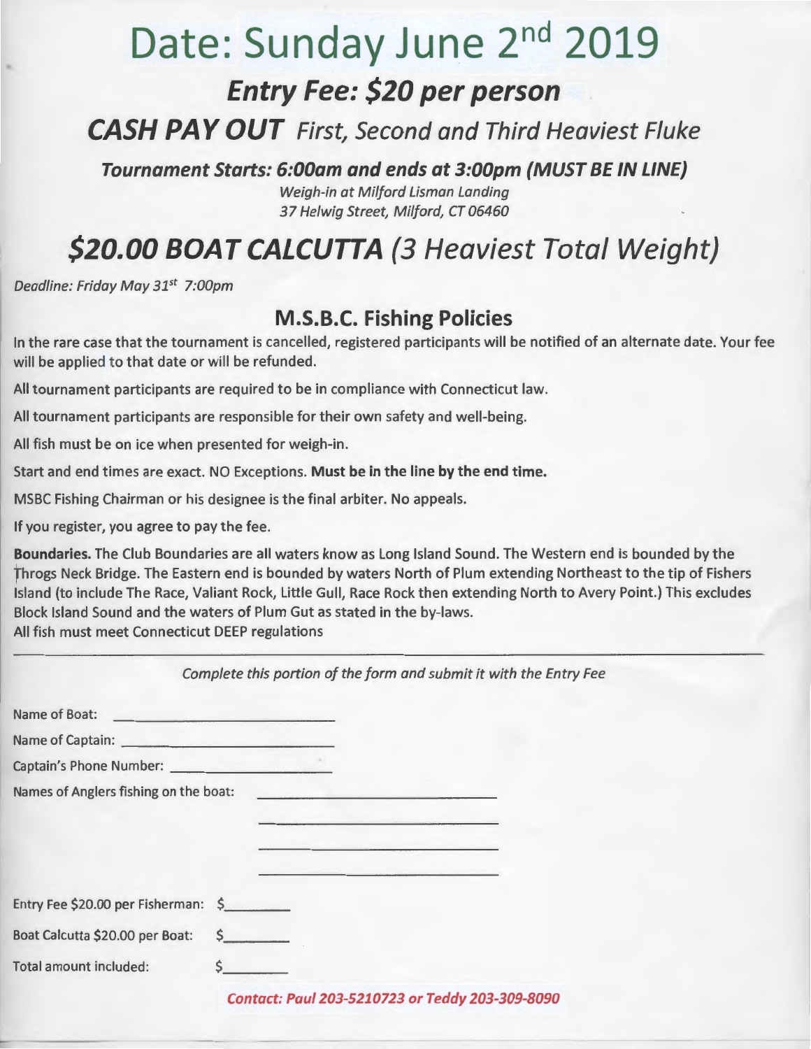# Date: Sunday June 2nd 2019

## *Entry Fee: $20 per person*

## **CASH PAY OUT** *First, Second and Third Heaviest Fluke*

***Tournament Starts: 6:00am and ends at 3:00pm (MUST BE IN LINE)***

*Weigh-in at Milford Lisman Landing*
*37 Helwig Street, Milford, CT 06460*

# *$20.00 BOAT CALCUTTA (3 Heaviest Total Weight)*

*Deadline: Friday May 31st 7:00pm*

## M.S.B.C. Fishing Policies

In the rare case that the tournament is cancelled, registered participants will be notified of an alternate date. Your fee will be applied to that date or will be refunded.

All tournament participants are required to be in compliance with Connecticut law.

All tournament participants are responsible for their own safety and well-being.

All fish must be on ice when presented for weigh-in.

Start and end times are exact. NO Exceptions. **Must be in the line by the end time.**

MSBC Fishing Chairman or his designee is the final arbiter. No appeals.

If you register, you agree to pay the fee.

**Boundaries.** The Club Boundaries are all waters know as Long Island Sound. The Western end is bounded by the Throgs Neck Bridge. The Eastern end is bounded by waters North of Plum extending Northeast to the tip of Fishers Island (to include The Race, Valiant Rock, Little Gull, Race Rock then extending North to Avery Point.) This excludes Block Island Sound and the waters of Plum Gut as stated in the by-laws.
All fish must meet Connecticut DEEP regulations

---

*Complete this portion of the form and submit it with the Entry Fee*

Name of Boat: ______________________

Name of Captain: ______________________

Captain's Phone Number: ________________

Names of Anglers fishing on the boat: ______________________

______________________

______________________

______________________

Entry Fee $20.00 per Fisherman: $________

Boat Calcutta $20.00 per Boat: $________

Total amount included: $________

***Contact: Paul 203-5210723 or Teddy 203-309-8090***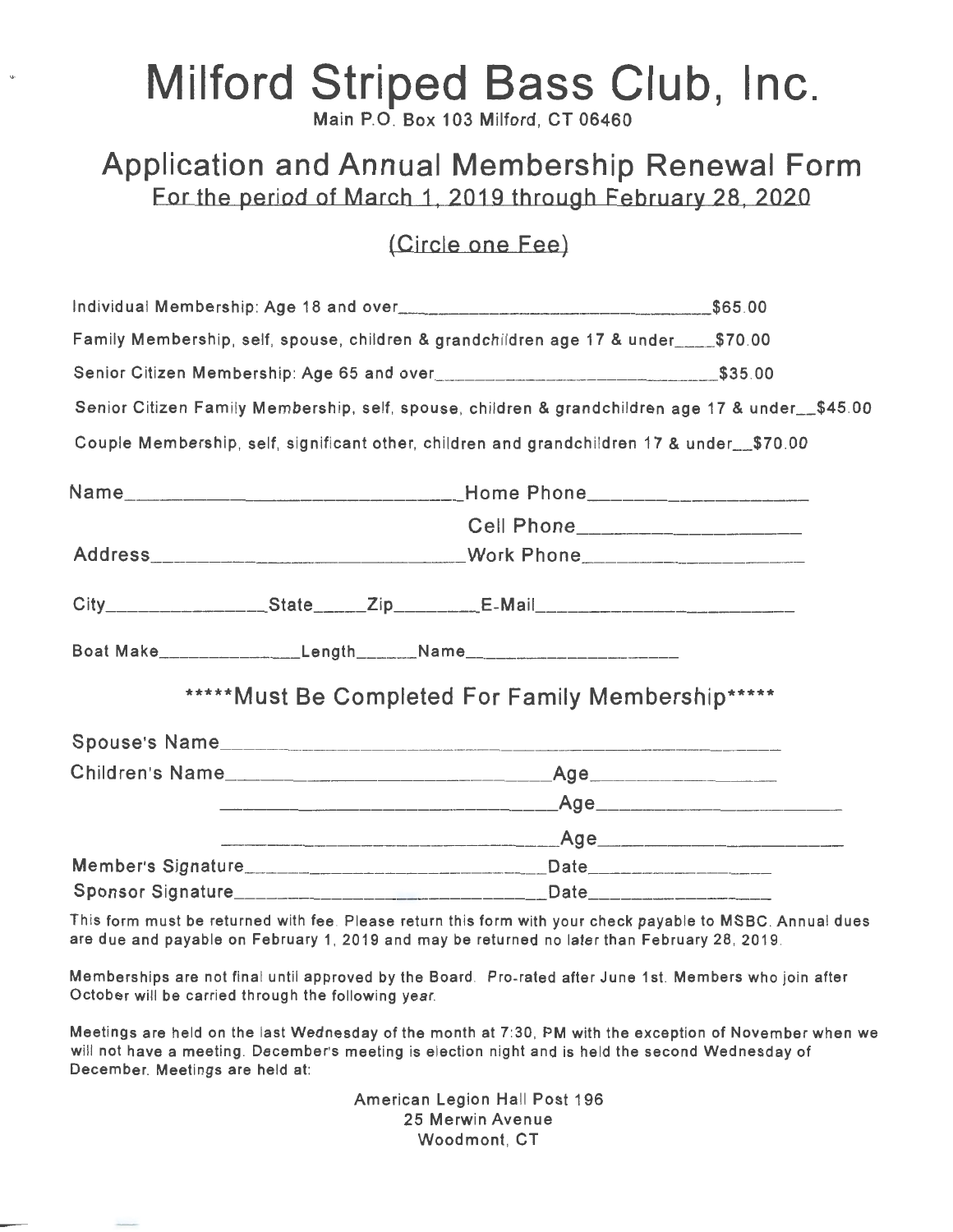# Milford Striped Bass Club, Inc.

Main P.O. Box 103 Milford, CT 06460

## Application and Annual Membership Renewal Form

For the period of March 1, 2019 through February 28, 2020

(Circle one Fee)

Individual Membership: Age 18 and over_________________________________$65.00

Family Membership, self, spouse, children & grandchildren age 17 & under____$70.00

Senior Citizen Membership: Age 65 and over_____________________________$35.00

Senior Citizen Family Membership, self, spouse, children & grandchildren age 17 & under__$45.00

Couple Membership, self, significant other, children and grandchildren 17 & under__$70.00

Name_________________________________Home Phone_____________________

Cell Phone____________________

Address_______________________________Work Phone_____________________

City________________State_____Zip________E-Mail_________________________

Boat Make______________Length______Name_____________________

### *****Must Be Completed For Family Membership*****

Spouse's Name_________________________________________________

Children's Name_____________________________Age_________________

_____________________________Age________________________

_____________________________Age________________________

Member's Signature_____________________________Date_________________

Sponsor Signature______________________________Date_________________

This form must be returned with fee. Please return this form with your check payable to MSBC. Annual dues are due and payable on February 1, 2019 and may be returned no later than February 28, 2019.

Memberships are not final until approved by the Board. Pro-rated after June 1st. Members who join after October will be carried through the following year.

Meetings are held on the last Wednesday of the month at 7:30, PM with the exception of November when we will not have a meeting. December's meeting is election night and is held the second Wednesday of December. Meetings are held at:

American Legion Hall Post 196
25 Merwin Avenue
Woodmont, CT